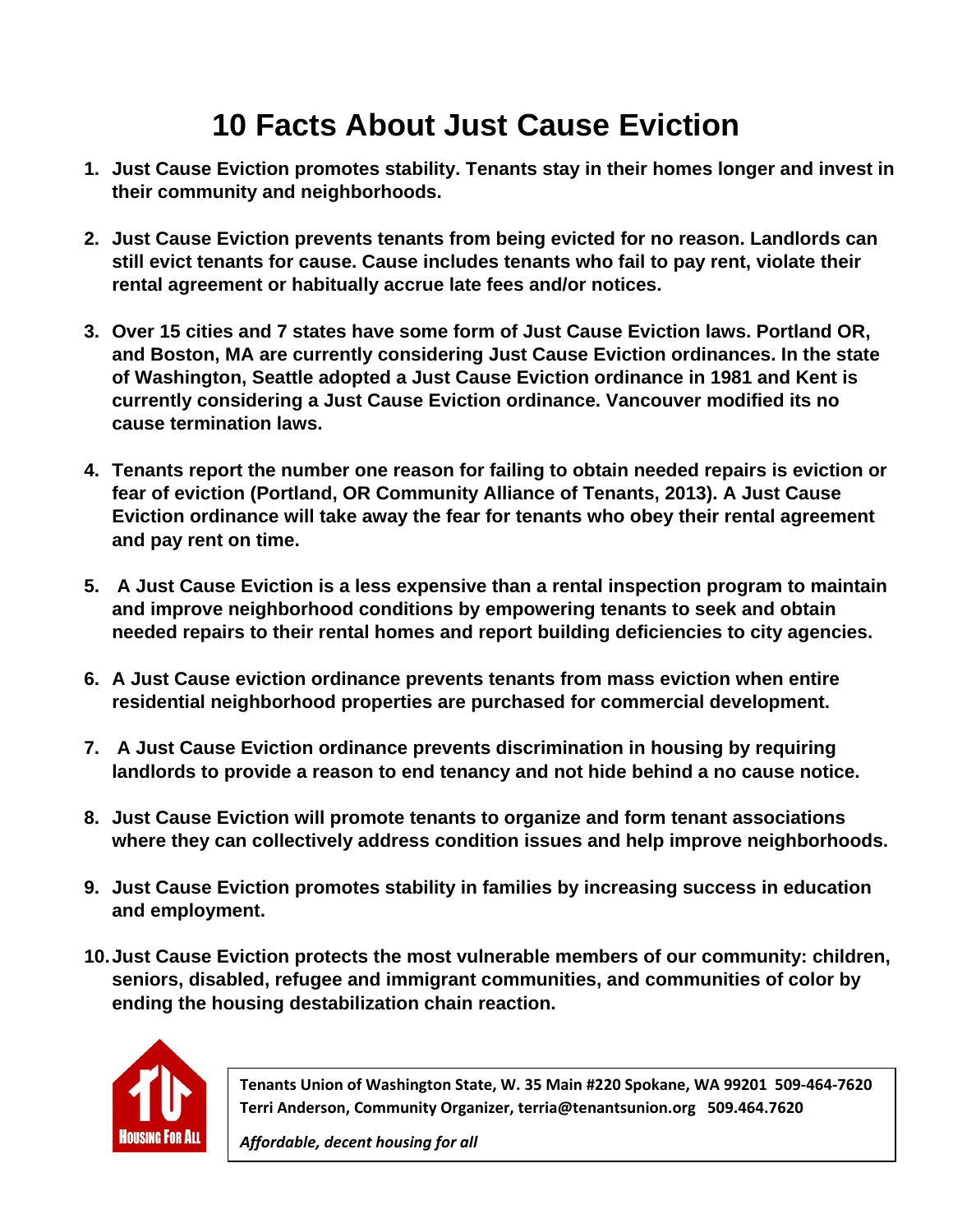# 10 Facts About Just Cause Eviction

1. **Just Cause Eviction promotes stability. Tenants stay in their homes longer and invest in their community and neighborhoods.**

2. **Just Cause Eviction prevents tenants from being evicted for no reason. Landlords can still evict tenants for cause. Cause includes tenants who fail to pay rent, violate their rental agreement or habitually accrue late fees and/or notices.**

3. **Over 15 cities and 7 states have some form of Just Cause Eviction laws. Portland OR, and Boston, MA are currently considering Just Cause Eviction ordinances. In the state of Washington, Seattle adopted a Just Cause Eviction ordinance in 1981 and Kent is currently considering a Just Cause Eviction ordinance. Vancouver modified its no cause termination laws.**

4. **Tenants report the number one reason for failing to obtain needed repairs is eviction or fear of eviction (Portland, OR Community Alliance of Tenants, 2013). A Just Cause Eviction ordinance will take away the fear for tenants who obey their rental agreement and pay rent on time.**

5. **A Just Cause Eviction is a less expensive than a rental inspection program to maintain and improve neighborhood conditions by empowering tenants to seek and obtain needed repairs to their rental homes and report building deficiencies to city agencies.**

6. **A Just Cause eviction ordinance prevents tenants from mass eviction when entire residential neighborhood properties are purchased for commercial development.**

7. **A Just Cause Eviction ordinance prevents discrimination in housing by requiring landlords to provide a reason to end tenancy and not hide behind a no cause notice.**

8. **Just Cause Eviction will promote tenants to organize and form tenant associations where they can collectively address condition issues and help improve neighborhoods.**

9. **Just Cause Eviction promotes stability in families by increasing success in education and employment.**

10. **Just Cause Eviction protects the most vulnerable members of our community: children, seniors, disabled, refugee and immigrant communities, and communities of color by ending the housing destabilization chain reaction.**

TU
HOUSING FOR ALL

**Tenants Union of Washington State, W. 35 Main #220 Spokane, WA 99201 509-464-7620**
**Terri Anderson, Community Organizer, terria@tenantsunion.org 509.464.7620**

*Affordable, decent housing for all*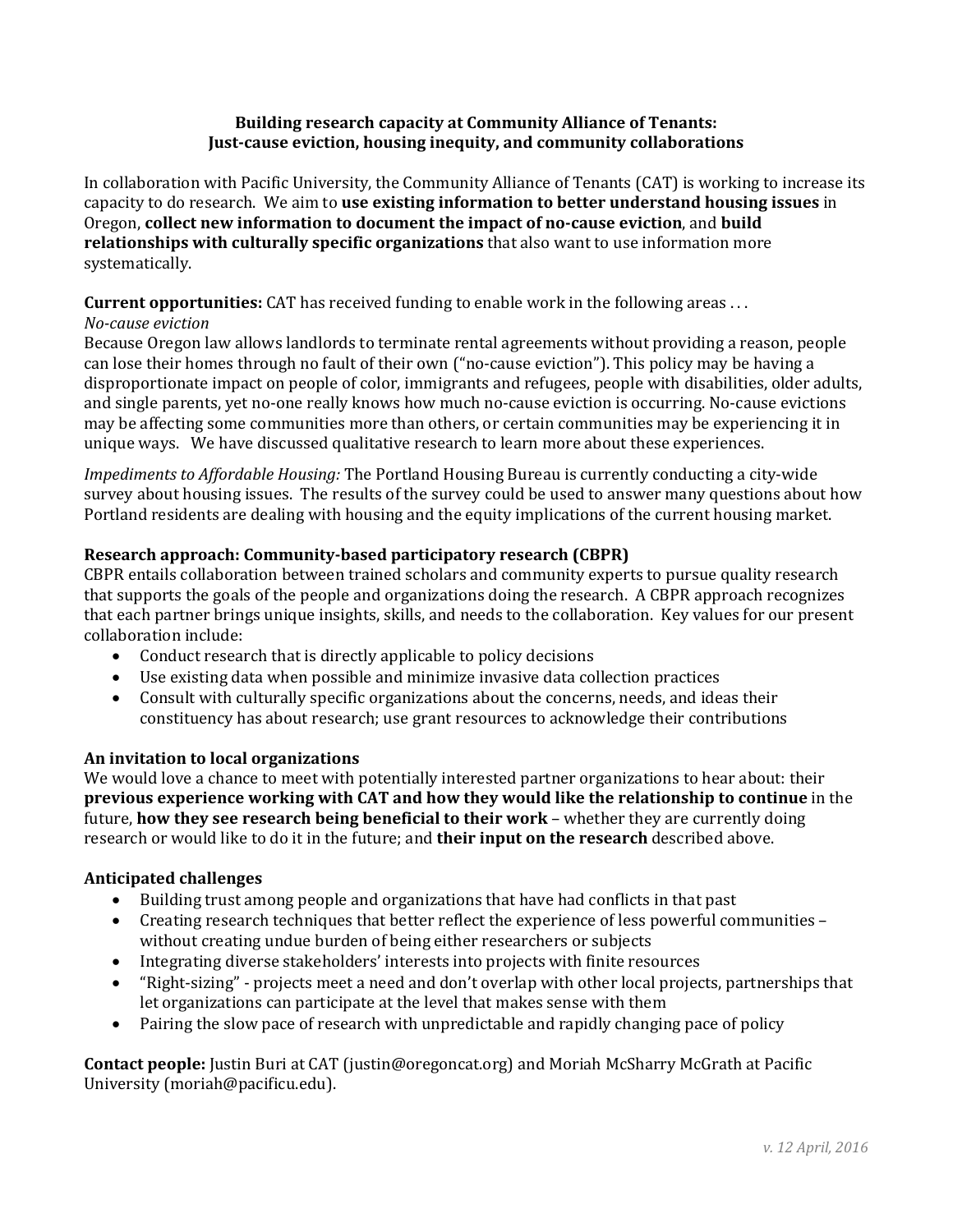**Building research capacity at Community Alliance of Tenants:**
**Just-cause eviction, housing inequity, and community collaborations**

In collaboration with Pacific University, the Community Alliance of Tenants (CAT) is working to increase its capacity to do research. We aim to **use existing information to better understand housing issues** in Oregon, **collect new information to document the impact of no-cause eviction**, and **build relationships with culturally specific organizations** that also want to use information more systematically.

**Current opportunities:** CAT has received funding to enable work in the following areas . . .

*No-cause eviction*

Because Oregon law allows landlords to terminate rental agreements without providing a reason, people can lose their homes through no fault of their own ("no-cause eviction"). This policy may be having a disproportionate impact on people of color, immigrants and refugees, people with disabilities, older adults, and single parents, yet no-one really knows how much no-cause eviction is occurring. No-cause evictions may be affecting some communities more than others, or certain communities may be experiencing it in unique ways. We have discussed qualitative research to learn more about these experiences.

*Impediments to Affordable Housing:* The Portland Housing Bureau is currently conducting a city-wide survey about housing issues. The results of the survey could be used to answer many questions about how Portland residents are dealing with housing and the equity implications of the current housing market.

**Research approach: Community-based participatory research (CBPR)**

CBPR entails collaboration between trained scholars and community experts to pursue quality research that supports the goals of the people and organizations doing the research. A CBPR approach recognizes that each partner brings unique insights, skills, and needs to the collaboration. Key values for our present collaboration include:

- Conduct research that is directly applicable to policy decisions
- Use existing data when possible and minimize invasive data collection practices
- Consult with culturally specific organizations about the concerns, needs, and ideas their constituency has about research; use grant resources to acknowledge their contributions

**An invitation to local organizations**

We would love a chance to meet with potentially interested partner organizations to hear about: their **previous experience working with CAT and how they would like the relationship to continue** in the future, **how they see research being beneficial to their work** – whether they are currently doing research or would like to do it in the future; and **their input on the research** described above.

**Anticipated challenges**

- Building trust among people and organizations that have had conflicts in that past
- Creating research techniques that better reflect the experience of less powerful communities – without creating undue burden of being either researchers or subjects
- Integrating diverse stakeholders' interests into projects with finite resources
- "Right-sizing" - projects meet a need and don't overlap with other local projects, partnerships that let organizations can participate at the level that makes sense with them
- Pairing the slow pace of research with unpredictable and rapidly changing pace of policy

**Contact people:** Justin Buri at CAT (justin@oregoncat.org) and Moriah McSharry McGrath at Pacific University (moriah@pacificu.edu).

*v. 12 April, 2016*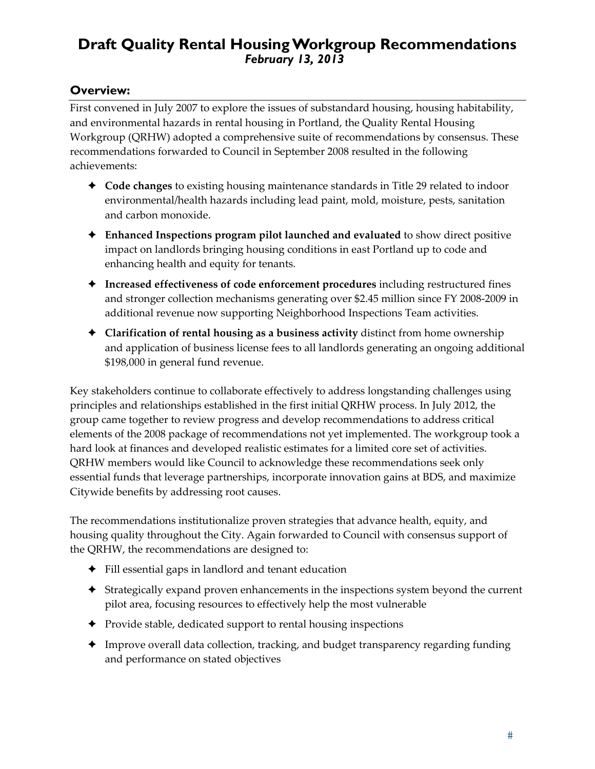# Draft Quality Rental Housing Workgroup Recommendations

***February 13, 2013***

## Overview:

First convened in July 2007 to explore the issues of substandard housing, housing habitability, and environmental hazards in rental housing in Portland, the Quality Rental Housing Workgroup (QRHW) adopted a comprehensive suite of recommendations by consensus. These recommendations forwarded to Council in September 2008 resulted in the following achievements:

- **Code changes** to existing housing maintenance standards in Title 29 related to indoor environmental/health hazards including lead paint, mold, moisture, pests, sanitation and carbon monoxide.
- **Enhanced Inspections program pilot launched and evaluated** to show direct positive impact on landlords bringing housing conditions in east Portland up to code and enhancing health and equity for tenants.
- **Increased effectiveness of code enforcement procedures** including restructured fines and stronger collection mechanisms generating over $2.45 million since FY 2008-2009 in additional revenue now supporting Neighborhood Inspections Team activities.
- **Clarification of rental housing as a business activity** distinct from home ownership and application of business license fees to all landlords generating an ongoing additional $198,000 in general fund revenue.

Key stakeholders continue to collaborate effectively to address longstanding challenges using principles and relationships established in the first initial QRHW process. In July 2012, the group came together to review progress and develop recommendations to address critical elements of the 2008 package of recommendations not yet implemented. The workgroup took a hard look at finances and developed realistic estimates for a limited core set of activities. QRHW members would like Council to acknowledge these recommendations seek only essential funds that leverage partnerships, incorporate innovation gains at BDS, and maximize Citywide benefits by addressing root causes.

The recommendations institutionalize proven strategies that advance health, equity, and housing quality throughout the City. Again forwarded to Council with consensus support of the QRHW, the recommendations are designed to:

- Fill essential gaps in landlord and tenant education
- Strategically expand proven enhancements in the inspections system beyond the current pilot area, focusing resources to effectively help the most vulnerable
- Provide stable, dedicated support to rental housing inspections
- Improve overall data collection, tracking, and budget transparency regarding funding and performance on stated objectives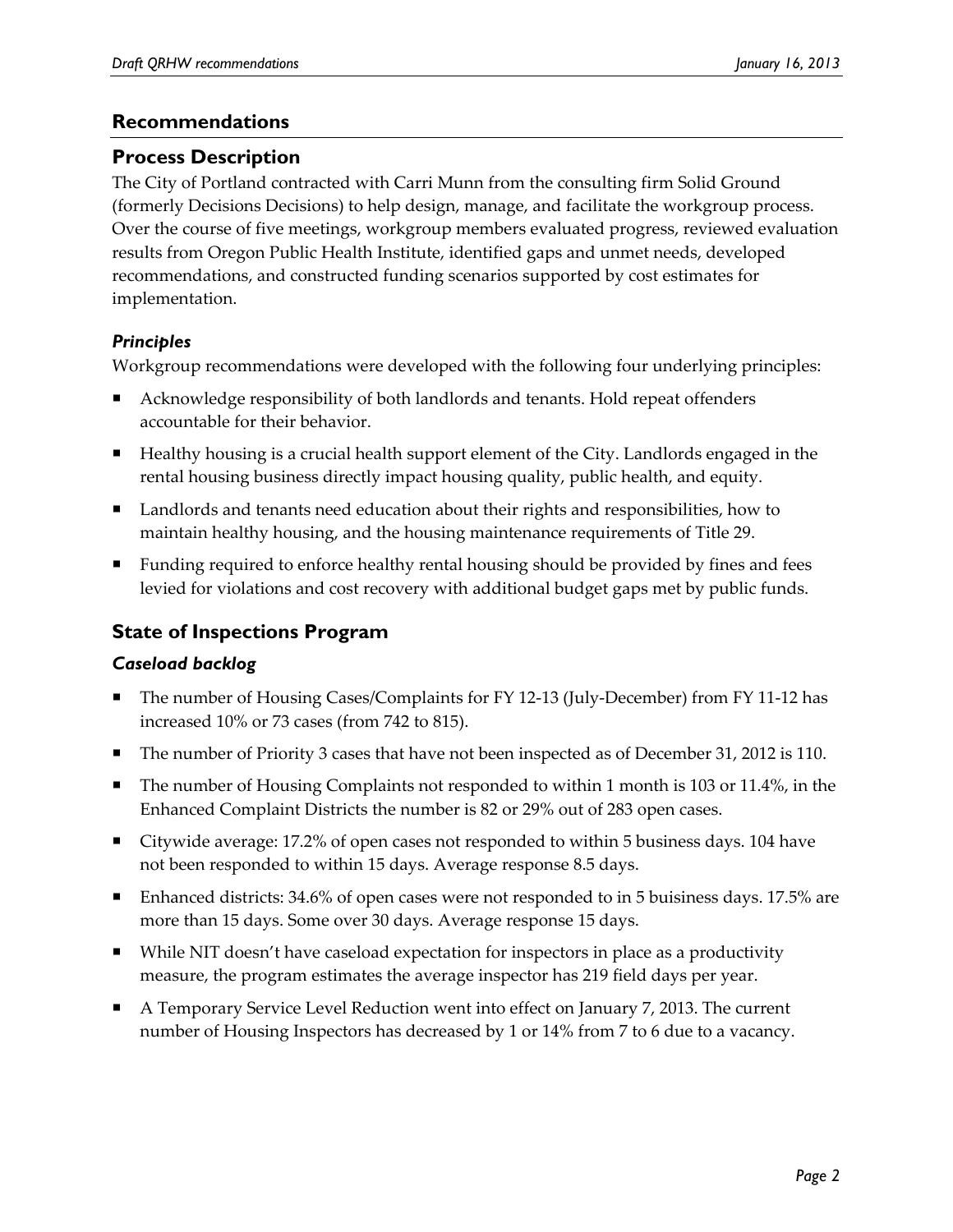## Recommendations

## Process Description

The City of Portland contracted with Carri Munn from the consulting firm Solid Ground (formerly Decisions Decisions) to help design, manage, and facilitate the workgroup process. Over the course of five meetings, workgroup members evaluated progress, reviewed evaluation results from Oregon Public Health Institute, identified gaps and unmet needs, developed recommendations, and constructed funding scenarios supported by cost estimates for implementation.

### *Principles*

Workgroup recommendations were developed with the following four underlying principles:

- Acknowledge responsibility of both landlords and tenants. Hold repeat offenders accountable for their behavior.
- Healthy housing is a crucial health support element of the City. Landlords engaged in the rental housing business directly impact housing quality, public health, and equity.
- Landlords and tenants need education about their rights and responsibilities, how to maintain healthy housing, and the housing maintenance requirements of Title 29.
- Funding required to enforce healthy rental housing should be provided by fines and fees levied for violations and cost recovery with additional budget gaps met by public funds.

## State of Inspections Program

### *Caseload backlog*

- The number of Housing Cases/Complaints for FY 12-13 (July-December) from FY 11-12 has increased 10% or 73 cases (from 742 to 815).
- The number of Priority 3 cases that have not been inspected as of December 31, 2012 is 110.
- The number of Housing Complaints not responded to within 1 month is 103 or 11.4%, in the Enhanced Complaint Districts the number is 82 or 29% out of 283 open cases.
- Citywide average: 17.2% of open cases not responded to within 5 business days. 104 have not been responded to within 15 days. Average response 8.5 days.
- Enhanced districts: 34.6% of open cases were not responded to in 5 buisiness days. 17.5% are more than 15 days. Some over 30 days. Average response 15 days.
- While NIT doesn't have caseload expectation for inspectors in place as a productivity measure, the program estimates the average inspector has 219 field days per year.
- A Temporary Service Level Reduction went into effect on January 7, 2013. The current number of Housing Inspectors has decreased by 1 or 14% from 7 to 6 due to a vacancy.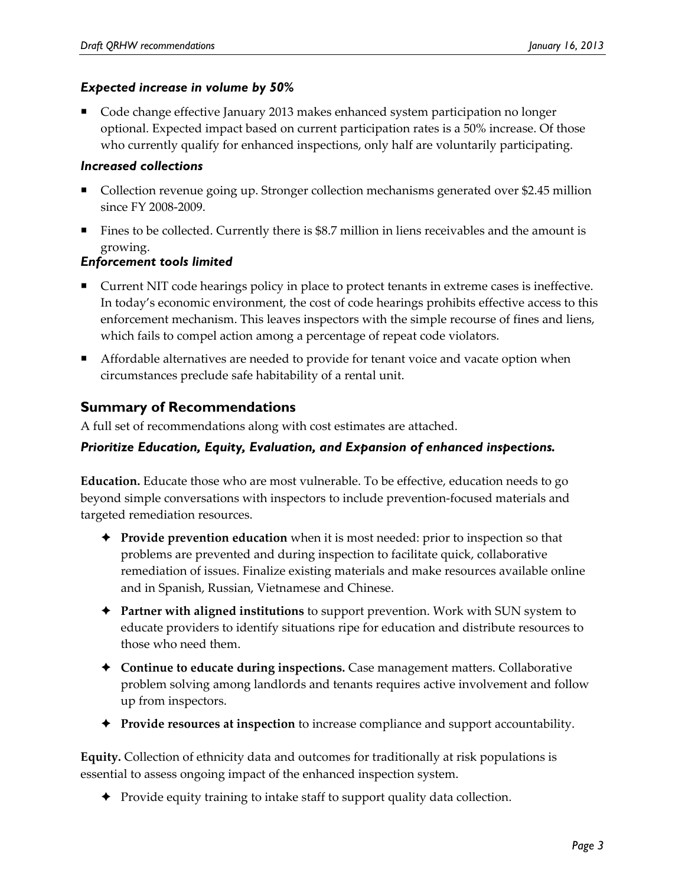### *Expected increase in volume by 50%*

- Code change effective January 2013 makes enhanced system participation no longer optional. Expected impact based on current participation rates is a 50% increase. Of those who currently qualify for enhanced inspections, only half are voluntarily participating.

### *Increased collections*

- Collection revenue going up. Stronger collection mechanisms generated over $2.45 million since FY 2008-2009.
- Fines to be collected. Currently there is $8.7 million in liens receivables and the amount is growing.

### *Enforcement tools limited*

- Current NIT code hearings policy in place to protect tenants in extreme cases is ineffective. In today's economic environment, the cost of code hearings prohibits effective access to this enforcement mechanism. This leaves inspectors with the simple recourse of fines and liens, which fails to compel action among a percentage of repeat code violators.
- Affordable alternatives are needed to provide for tenant voice and vacate option when circumstances preclude safe habitability of a rental unit.

## Summary of Recommendations

A full set of recommendations along with cost estimates are attached.

### *Prioritize Education, Equity, Evaluation, and Expansion of enhanced inspections.*

**Education.** Educate those who are most vulnerable. To be effective, education needs to go beyond simple conversations with inspectors to include prevention-focused materials and targeted remediation resources.

- **Provide prevention education** when it is most needed: prior to inspection so that problems are prevented and during inspection to facilitate quick, collaborative remediation of issues. Finalize existing materials and make resources available online and in Spanish, Russian, Vietnamese and Chinese.
- **Partner with aligned institutions** to support prevention. Work with SUN system to educate providers to identify situations ripe for education and distribute resources to those who need them.
- **Continue to educate during inspections.** Case management matters. Collaborative problem solving among landlords and tenants requires active involvement and follow up from inspectors.
- **Provide resources at inspection** to increase compliance and support accountability.

**Equity.** Collection of ethnicity data and outcomes for traditionally at risk populations is essential to assess ongoing impact of the enhanced inspection system.

- Provide equity training to intake staff to support quality data collection.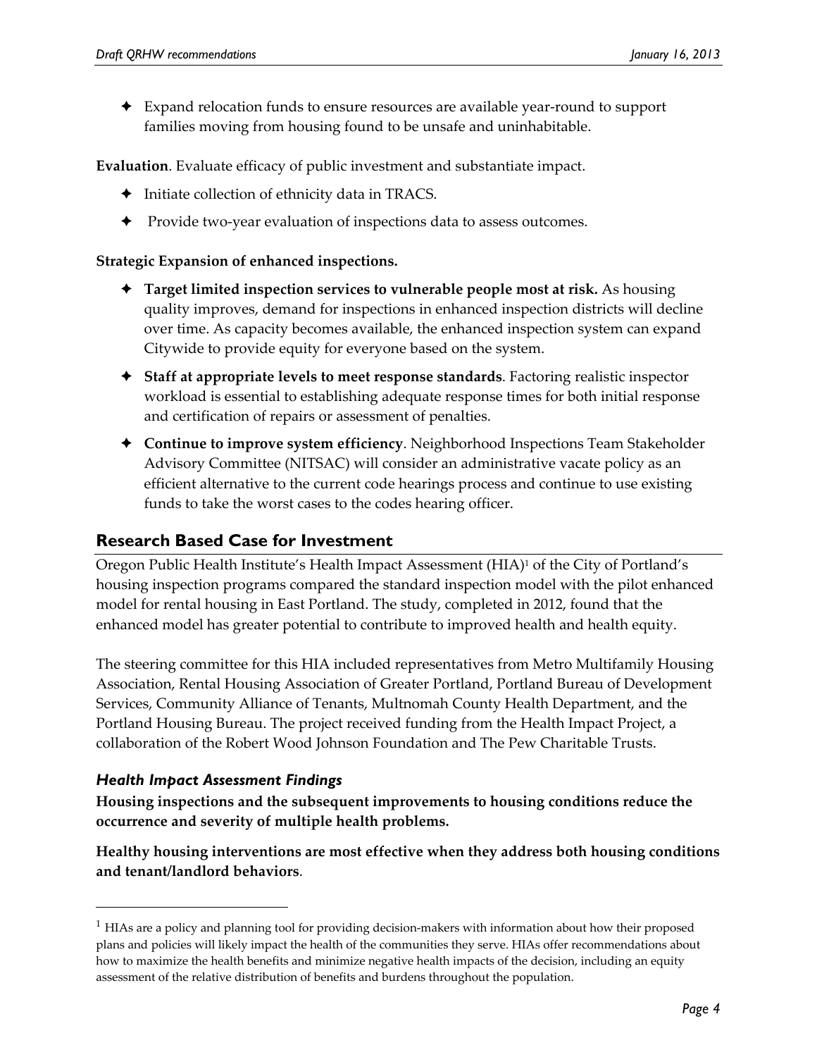- Expand relocation funds to ensure resources are available year-round to support families moving from housing found to be unsafe and uninhabitable.

**Evaluation**. Evaluate efficacy of public investment and substantiate impact.

- Initiate collection of ethnicity data in TRACS.
- Provide two-year evaluation of inspections data to assess outcomes.

**Strategic Expansion of enhanced inspections.**

- **Target limited inspection services to vulnerable people most at risk.** As housing quality improves, demand for inspections in enhanced inspection districts will decline over time. As capacity becomes available, the enhanced inspection system can expand Citywide to provide equity for everyone based on the system.
- **Staff at appropriate levels to meet response standards**. Factoring realistic inspector workload is essential to establishing adequate response times for both initial response and certification of repairs or assessment of penalties.
- **Continue to improve system efficiency**. Neighborhood Inspections Team Stakeholder Advisory Committee (NITSAC) will consider an administrative vacate policy as an efficient alternative to the current code hearings process and continue to use existing funds to take the worst cases to the codes hearing officer.

## Research Based Case for Investment

Oregon Public Health Institute's Health Impact Assessment (HIA)[1] of the City of Portland's housing inspection programs compared the standard inspection model with the pilot enhanced model for rental housing in East Portland. The study, completed in 2012, found that the enhanced model has greater potential to contribute to improved health and health equity.

The steering committee for this HIA included representatives from Metro Multifamily Housing Association, Rental Housing Association of Greater Portland, Portland Bureau of Development Services, Community Alliance of Tenants, Multnomah County Health Department, and the Portland Housing Bureau. The project received funding from the Health Impact Project, a collaboration of the Robert Wood Johnson Foundation and The Pew Charitable Trusts.

### *Health Impact Assessment Findings*

**Housing inspections and the subsequent improvements to housing conditions reduce the occurrence and severity of multiple health problems.**

**Healthy housing interventions are most effective when they address both housing conditions and tenant/landlord behaviors**.

---

[1] HIAs are a policy and planning tool for providing decision-makers with information about how their proposed plans and policies will likely impact the health of the communities they serve. HIAs offer recommendations about how to maximize the health benefits and minimize negative health impacts of the decision, including an equity assessment of the relative distribution of benefits and burdens throughout the population.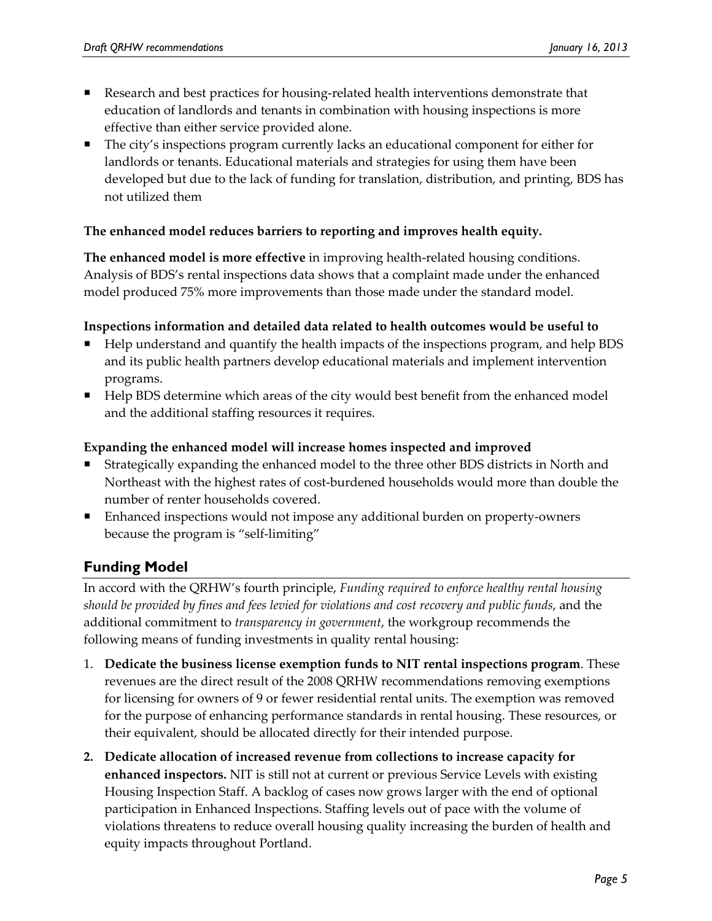- Research and best practices for housing-related health interventions demonstrate that education of landlords and tenants in combination with housing inspections is more effective than either service provided alone.
- The city's inspections program currently lacks an educational component for either for landlords or tenants. Educational materials and strategies for using them have been developed but due to the lack of funding for translation, distribution, and printing, BDS has not utilized them

**The enhanced model reduces barriers to reporting and improves health equity.**

**The enhanced model is more effective** in improving health-related housing conditions. Analysis of BDS's rental inspections data shows that a complaint made under the enhanced model produced 75% more improvements than those made under the standard model.

**Inspections information and detailed data related to health outcomes would be useful to**

- Help understand and quantify the health impacts of the inspections program, and help BDS and its public health partners develop educational materials and implement intervention programs.
- Help BDS determine which areas of the city would best benefit from the enhanced model and the additional staffing resources it requires.

**Expanding the enhanced model will increase homes inspected and improved**

- Strategically expanding the enhanced model to the three other BDS districts in North and Northeast with the highest rates of cost-burdened households would more than double the number of renter households covered.
- Enhanced inspections would not impose any additional burden on property-owners because the program is "self-limiting"

## Funding Model

In accord with the QRHW's fourth principle, *Funding required to enforce healthy rental housing should be provided by fines and fees levied for violations and cost recovery and public funds*, and the additional commitment to *transparency in government*, the workgroup recommends the following means of funding investments in quality rental housing:

1. **Dedicate the business license exemption funds to NIT rental inspections program**. These revenues are the direct result of the 2008 QRHW recommendations removing exemptions for licensing for owners of 9 or fewer residential rental units. The exemption was removed for the purpose of enhancing performance standards in rental housing. These resources, or their equivalent, should be allocated directly for their intended purpose.
2. **Dedicate allocation of increased revenue from collections to increase capacity for enhanced inspectors.** NIT is still not at current or previous Service Levels with existing Housing Inspection Staff. A backlog of cases now grows larger with the end of optional participation in Enhanced Inspections. Staffing levels out of pace with the volume of violations threatens to reduce overall housing quality increasing the burden of health and equity impacts throughout Portland.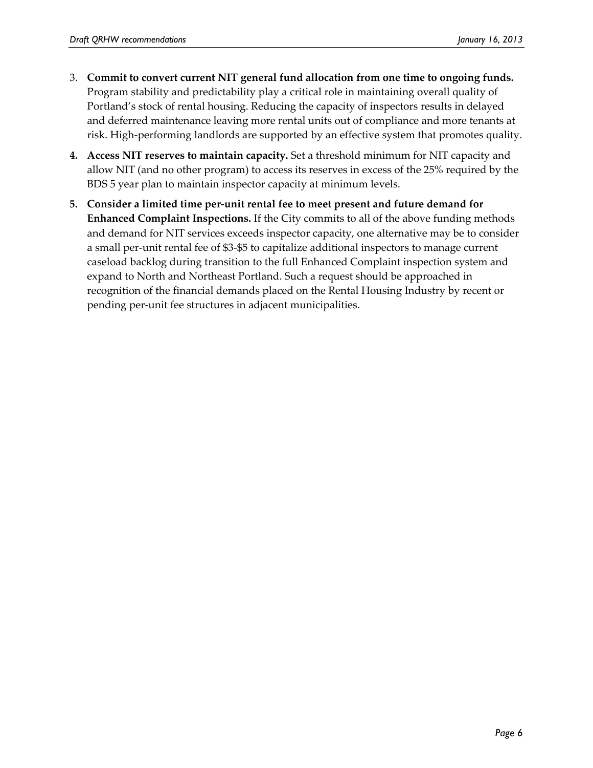3. **Commit to convert current NIT general fund allocation from one time to ongoing funds.** Program stability and predictability play a critical role in maintaining overall quality of Portland's stock of rental housing. Reducing the capacity of inspectors results in delayed and deferred maintenance leaving more rental units out of compliance and more tenants at risk. High-performing landlords are supported by an effective system that promotes quality.
4. **Access NIT reserves to maintain capacity.** Set a threshold minimum for NIT capacity and allow NIT (and no other program) to access its reserves in excess of the 25% required by the BDS 5 year plan to maintain inspector capacity at minimum levels.
5. **Consider a limited time per-unit rental fee to meet present and future demand for Enhanced Complaint Inspections.** If the City commits to all of the above funding methods and demand for NIT services exceeds inspector capacity, one alternative may be to consider a small per-unit rental fee of $3-$5 to capitalize additional inspectors to manage current caseload backlog during transition to the full Enhanced Complaint inspection system and expand to North and Northeast Portland. Such a request should be approached in recognition of the financial demands placed on the Rental Housing Industry by recent or pending per-unit fee structures in adjacent municipalities.